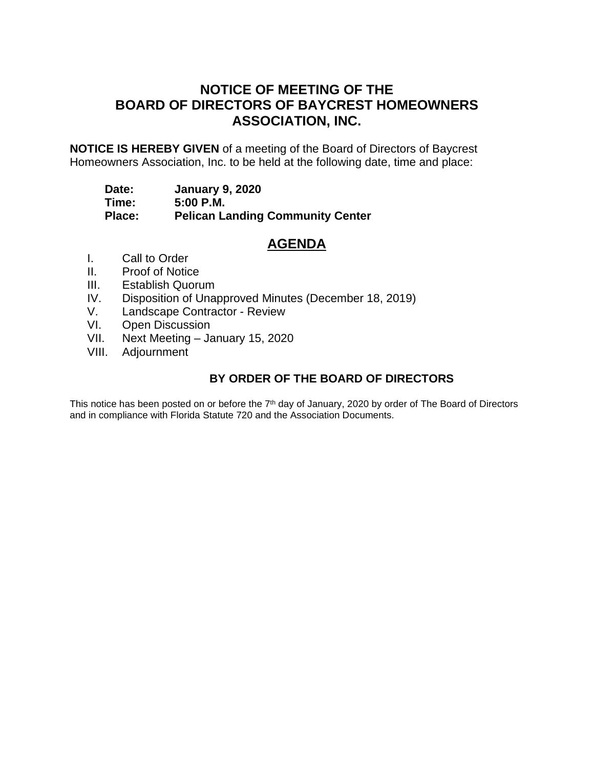# NOTICE OF MEETING OF THE BOARD OF DIRECTORS OF BAYCREST HOMEOWNERS ASSOCIATION, INC.

**NOTICE IS HEREBY GIVEN** of a meeting of the Board of Directors of Baycrest Homeowners Association, Inc. to be held at the following date, time and place:

**Date:** **January 9, 2020**
**Time:** **5:00 P.M.**
**Place:** **Pelican Landing Community Center**

## AGENDA

I. Call to Order
II. Proof of Notice
III. Establish Quorum
IV. Disposition of Unapproved Minutes (December 18, 2019)
V. Landscape Contractor - Review
VI. Open Discussion
VII. Next Meeting – January 15, 2020
VIII. Adjournment

**BY ORDER OF THE BOARD OF DIRECTORS**

This notice has been posted on or before the 7th day of January, 2020 by order of The Board of Directors and in compliance with Florida Statute 720 and the Association Documents.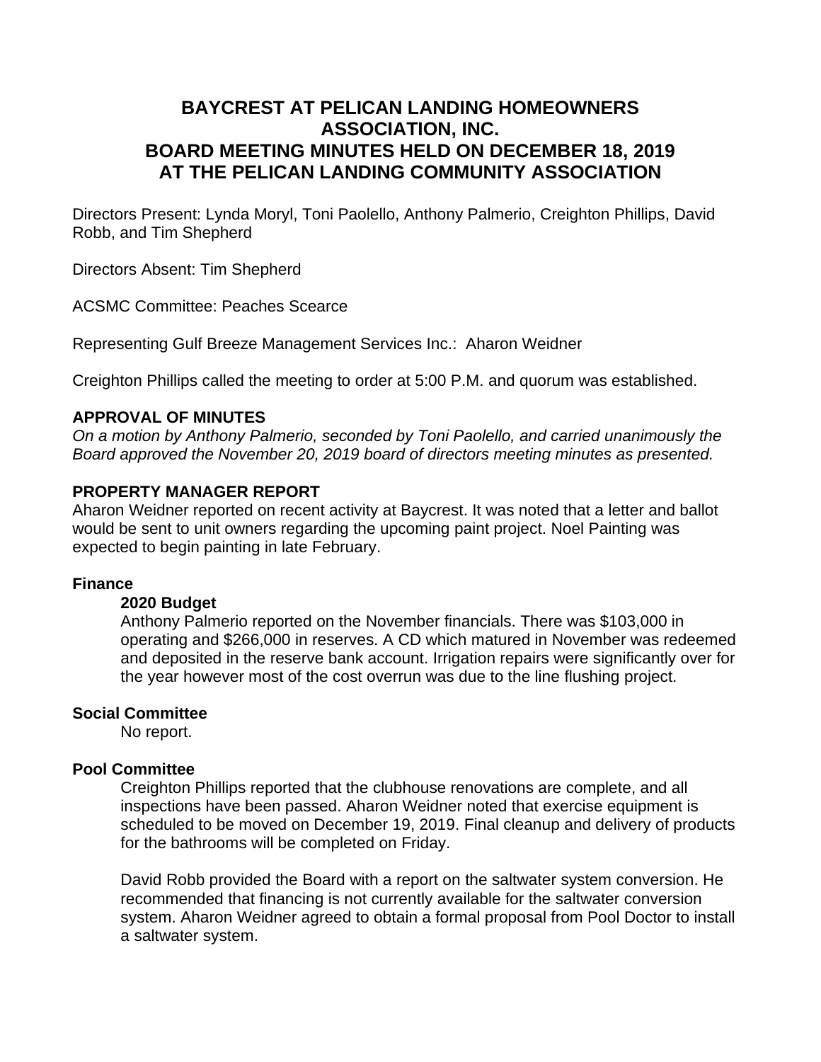# BAYCREST AT PELICAN LANDING HOMEOWNERS ASSOCIATION, INC.
# BOARD MEETING MINUTES HELD ON DECEMBER 18, 2019
# AT THE PELICAN LANDING COMMUNITY ASSOCIATION

Directors Present: Lynda Moryl, Toni Paolello, Anthony Palmerio, Creighton Phillips, David Robb, and Tim Shepherd

Directors Absent: Tim Shepherd

ACSMC Committee: Peaches Scearce

Representing Gulf Breeze Management Services Inc.: Aharon Weidner

Creighton Phillips called the meeting to order at 5:00 P.M. and quorum was established.

## APPROVAL OF MINUTES

*On a motion by Anthony Palmerio, seconded by Toni Paolello, and carried unanimously the Board approved the November 20, 2019 board of directors meeting minutes as presented.*

## PROPERTY MANAGER REPORT

Aharon Weidner reported on recent activity at Baycrest. It was noted that a letter and ballot would be sent to unit owners regarding the upcoming paint project. Noel Painting was expected to begin painting in late February.

### Finance

#### 2020 Budget

Anthony Palmerio reported on the November financials. There was $103,000 in operating and $266,000 in reserves. A CD which matured in November was redeemed and deposited in the reserve bank account. Irrigation repairs were significantly over for the year however most of the cost overrun was due to the line flushing project.

### Social Committee

No report.

### Pool Committee

Creighton Phillips reported that the clubhouse renovations are complete, and all inspections have been passed. Aharon Weidner noted that exercise equipment is scheduled to be moved on December 19, 2019. Final cleanup and delivery of products for the bathrooms will be completed on Friday.

David Robb provided the Board with a report on the saltwater system conversion. He recommended that financing is not currently available for the saltwater conversion system. Aharon Weidner agreed to obtain a formal proposal from Pool Doctor to install a saltwater system.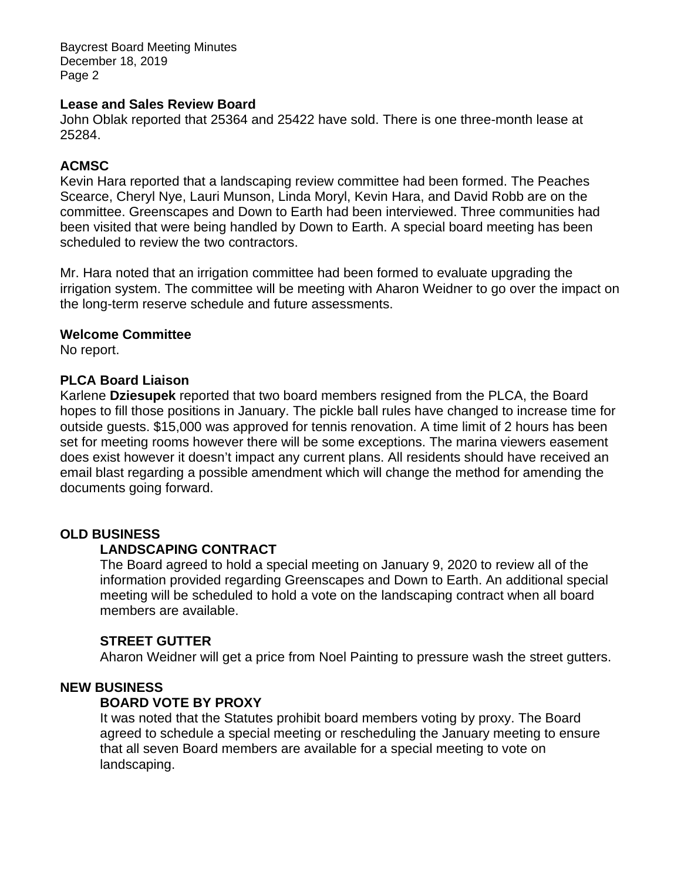**Lease and Sales Review Board**

John Oblak reported that 25364 and 25422 have sold. There is one three-month lease at 25284.

**ACMSC**

Kevin Hara reported that a landscaping review committee had been formed. The Peaches Scearce, Cheryl Nye, Lauri Munson, Linda Moryl, Kevin Hara, and David Robb are on the committee. Greenscapes and Down to Earth had been interviewed. Three communities had been visited that were being handled by Down to Earth. A special board meeting has been scheduled to review the two contractors.

Mr. Hara noted that an irrigation committee had been formed to evaluate upgrading the irrigation system. The committee will be meeting with Aharon Weidner to go over the impact on the long-term reserve schedule and future assessments.

**Welcome Committee**

No report.

**PLCA Board Liaison**

Karlene **Dziesupek** reported that two board members resigned from the PLCA, the Board hopes to fill those positions in January. The pickle ball rules have changed to increase time for outside guests. $15,000 was approved for tennis renovation. A time limit of 2 hours has been set for meeting rooms however there will be some exceptions. The marina viewers easement does exist however it doesn't impact any current plans. All residents should have received an email blast regarding a possible amendment which will change the method for amending the documents going forward.

**OLD BUSINESS**

**LANDSCAPING CONTRACT**

The Board agreed to hold a special meeting on January 9, 2020 to review all of the information provided regarding Greenscapes and Down to Earth. An additional special meeting will be scheduled to hold a vote on the landscaping contract when all board members are available.

**STREET GUTTER**

Aharon Weidner will get a price from Noel Painting to pressure wash the street gutters.

**NEW BUSINESS**

**BOARD VOTE BY PROXY**

It was noted that the Statutes prohibit board members voting by proxy. The Board agreed to schedule a special meeting or rescheduling the January meeting to ensure that all seven Board members are available for a special meeting to vote on landscaping.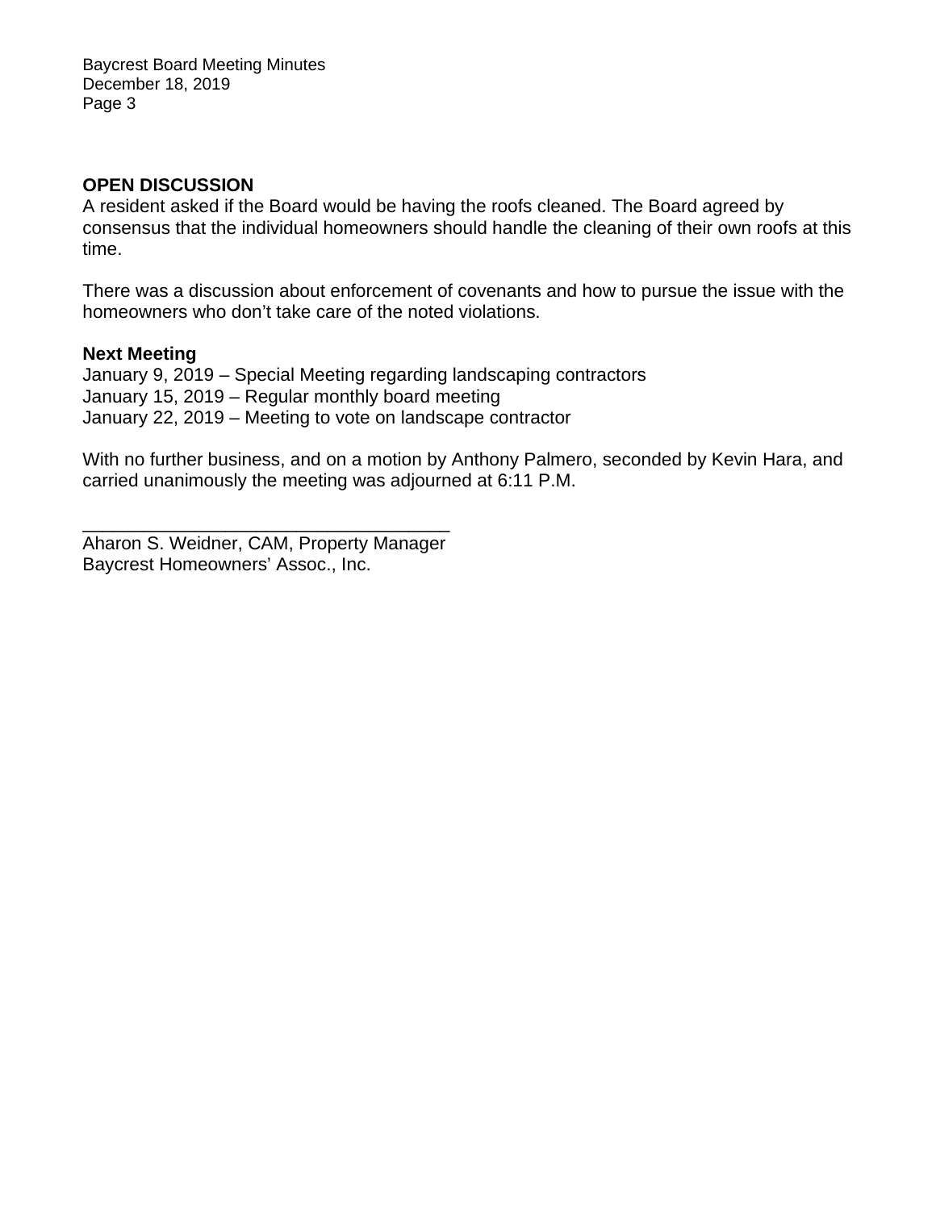**OPEN DISCUSSION**

A resident asked if the Board would be having the roofs cleaned. The Board agreed by consensus that the individual homeowners should handle the cleaning of their own roofs at this time.

There was a discussion about enforcement of covenants and how to pursue the issue with the homeowners who don't take care of the noted violations.

**Next Meeting**

January 9, 2019 – Special Meeting regarding landscaping contractors
January 15, 2019 – Regular monthly board meeting
January 22, 2019 – Meeting to vote on landscape contractor

With no further business, and on a motion by Anthony Palmero, seconded by Kevin Hara, and carried unanimously the meeting was adjourned at 6:11 P.M.

____________________________________
Aharon S. Weidner, CAM, Property Manager
Baycrest Homeowners' Assoc., Inc.